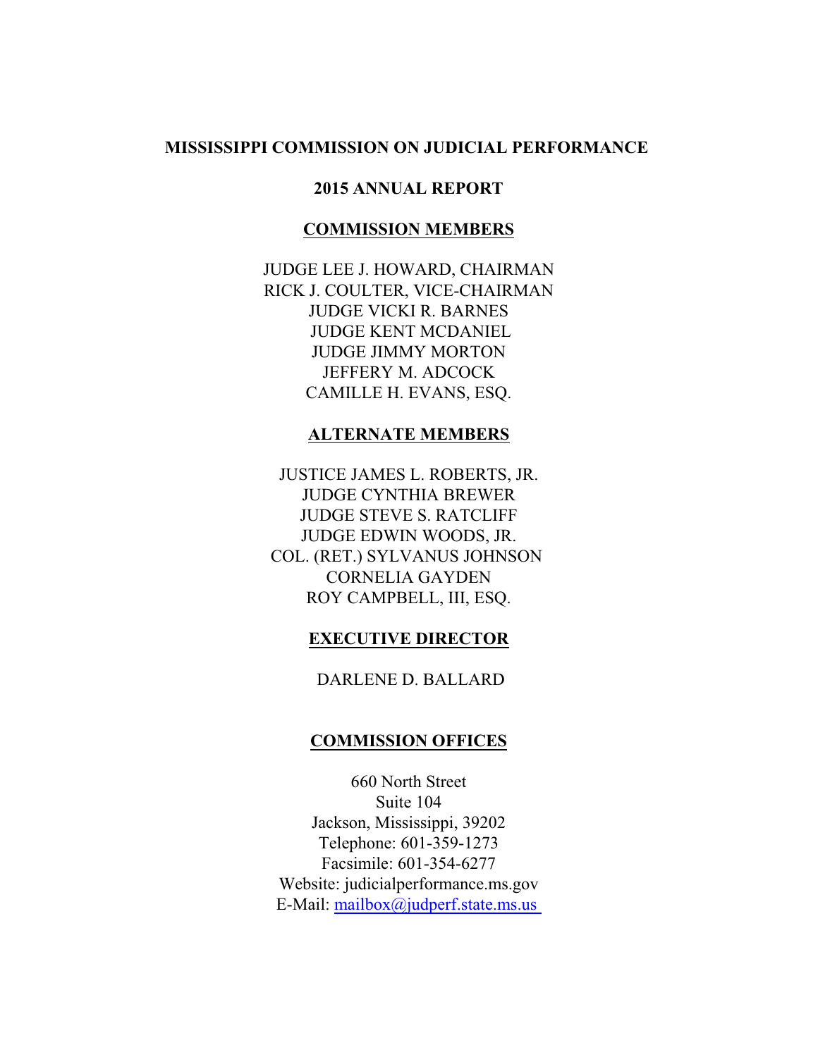# MISSISSIPPI COMMISSION ON JUDICIAL PERFORMANCE

## 2015 ANNUAL REPORT

### COMMISSION MEMBERS

JUDGE LEE J. HOWARD, CHAIRMAN
RICK J. COULTER, VICE-CHAIRMAN
JUDGE VICKI R. BARNES
JUDGE KENT MCDANIEL
JUDGE JIMMY MORTON
JEFFERY M. ADCOCK
CAMILLE H. EVANS, ESQ.

### ALTERNATE MEMBERS

JUSTICE JAMES L. ROBERTS, JR.
JUDGE CYNTHIA BREWER
JUDGE STEVE S. RATCLIFF
JUDGE EDWIN WOODS, JR.
COL. (RET.) SYLVANUS JOHNSON
CORNELIA GAYDEN
ROY CAMPBELL, III, ESQ.

### EXECUTIVE DIRECTOR

DARLENE D. BALLARD

### COMMISSION OFFICES

660 North Street
Suite 104
Jackson, Mississippi, 39202
Telephone: 601-359-1273
Facsimile: 601-354-6277
Website: judicialperformance.ms.gov
E-Mail: mailbox@judperf.state.ms.us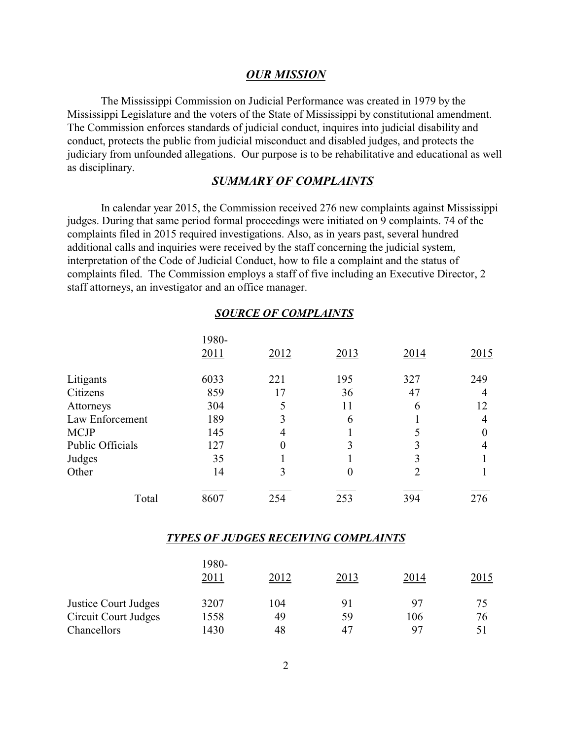## *OUR MISSION*

The Mississippi Commission on Judicial Performance was created in 1979 by the Mississippi Legislature and the voters of the State of Mississippi by constitutional amendment. The Commission enforces standards of judicial conduct, inquires into judicial disability and conduct, protects the public from judicial misconduct and disabled judges, and protects the judiciary from unfounded allegations. Our purpose is to be rehabilitative and educational as well as disciplinary.

## *SUMMARY OF COMPLAINTS*

In calendar year 2015, the Commission received 276 new complaints against Mississippi judges. During that same period formal proceedings were initiated on 9 complaints. 74 of the complaints filed in 2015 required investigations. Also, as in years past, several hundred additional calls and inquiries were received by the staff concerning the judicial system, interpretation of the Code of Judicial Conduct, how to file a complaint and the status of complaints filed. The Commission employs a staff of five including an Executive Director, 2 staff attorneys, an investigator and an office manager.

## *SOURCE OF COMPLAINTS*

| | 1980-2011 | 2012 | 2013 | 2014 | 2015 |
|---|---|---|---|---|---|
| Litigants | 6033 | 221 | 195 | 327 | 249 |
| Citizens | 859 | 17 | 36 | 47 | 4 |
| Attorneys | 304 | 5 | 11 | 6 | 12 |
| Law Enforcement | 189 | 3 | 6 | 1 | 4 |
| MCJP | 145 | 4 | 1 | 5 | 0 |
| Public Officials | 127 | 0 | 3 | 3 | 4 |
| Judges | 35 | 1 | 1 | 3 | 1 |
| Other | 14 | 3 | 0 | 2 | 1 |
| Total | 8607 | 254 | 253 | 394 | 276 |

## *TYPES OF JUDGES RECEIVING COMPLAINTS*

| | 1980-2011 | 2012 | 2013 | 2014 | 2015 |
|---|---|---|---|---|---|
| Justice Court Judges | 3207 | 104 | 91 | 97 | 75 |
| Circuit Court Judges | 1558 | 49 | 59 | 106 | 76 |
| Chancellors | 1430 | 48 | 47 | 97 | 51 |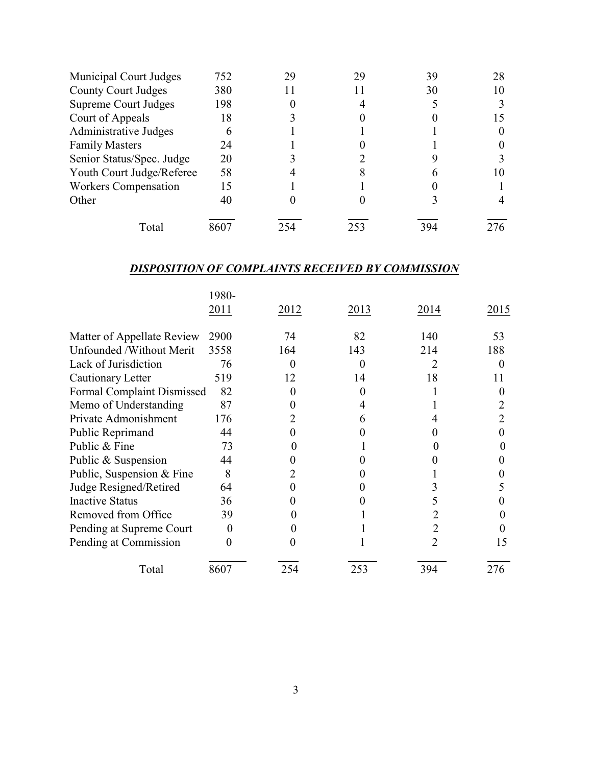| | | | | | |
|---|---|---|---|---|---|
| Municipal Court Judges | 752 | 29 | 29 | 39 | 28 |
| County Court Judges | 380 | 11 | 11 | 30 | 10 |
| Supreme Court Judges | 198 | 0 | 4 | 5 | 3 |
| Court of Appeals | 18 | 3 | 0 | 0 | 15 |
| Administrative Judges | 6 | 1 | 1 | 1 | 0 |
| Family Masters | 24 | 1 | 0 | 1 | 0 |
| Senior Status/Spec. Judge | 20 | 3 | 2 | 9 | 3 |
| Youth Court Judge/Referee | 58 | 4 | 8 | 6 | 10 |
| Workers Compensation | 15 | 1 | 1 | 0 | 1 |
| Other | 40 | 0 | 0 | 3 | 4 |
| Total | 8607 | 254 | 253 | 394 | 276 |

## ***DISPOSITION OF COMPLAINTS RECEIVED BY COMMISSION***

| | 1980-2011 | 2012 | 2013 | 2014 | 2015 |
|---|---|---|---|---|---|
| Matter of Appellate Review | 2900 | 74 | 82 | 140 | 53 |
| Unfounded /Without Merit | 3558 | 164 | 143 | 214 | 188 |
| Lack of Jurisdiction | 76 | 0 | 0 | 2 | 0 |
| Cautionary Letter | 519 | 12 | 14 | 18 | 11 |
| Formal Complaint Dismissed | 82 | 0 | 0 | 1 | 0 |
| Memo of Understanding | 87 | 0 | 4 | 1 | 2 |
| Private Admonishment | 176 | 2 | 6 | 4 | 2 |
| Public Reprimand | 44 | 0 | 0 | 0 | 0 |
| Public & Fine | 73 | 0 | 1 | 0 | 0 |
| Public & Suspension | 44 | 0 | 0 | 0 | 0 |
| Public, Suspension & Fine | 8 | 2 | 0 | 1 | 0 |
| Judge Resigned/Retired | 64 | 0 | 0 | 3 | 5 |
| Inactive Status | 36 | 0 | 0 | 5 | 0 |
| Removed from Office | 39 | 0 | 1 | 2 | 0 |
| Pending at Supreme Court | 0 | 0 | 1 | 2 | 0 |
| Pending at Commission | 0 | 0 | 1 | 2 | 15 |
| Total | 8607 | 254 | 253 | 394 | 276 |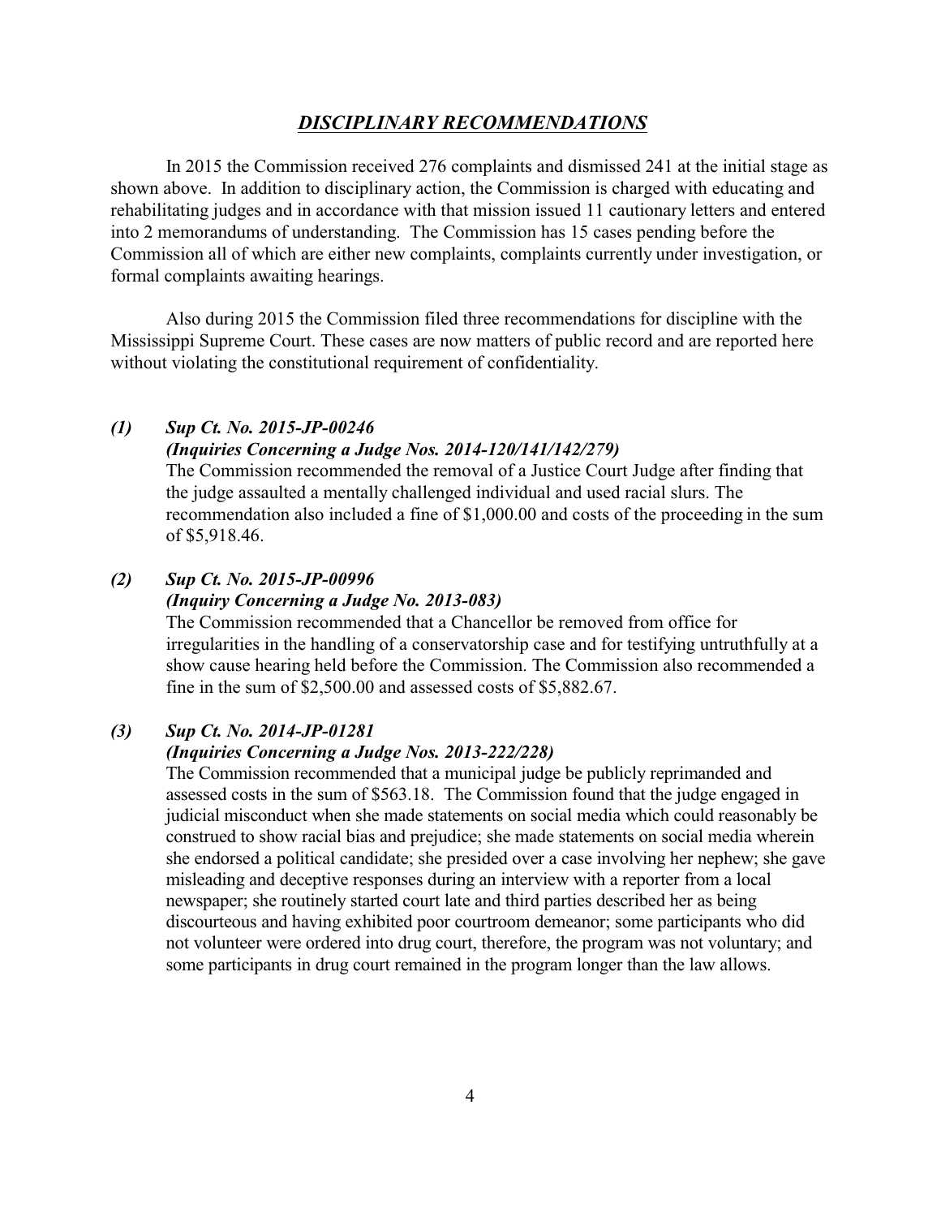## *DISCIPLINARY RECOMMENDATIONS*

In 2015 the Commission received 276 complaints and dismissed 241 at the initial stage as shown above. In addition to disciplinary action, the Commission is charged with educating and rehabilitating judges and in accordance with that mission issued 11 cautionary letters and entered into 2 memorandums of understanding. The Commission has 15 cases pending before the Commission all of which are either new complaints, complaints currently under investigation, or formal complaints awaiting hearings.

Also during 2015 the Commission filed three recommendations for discipline with the Mississippi Supreme Court. These cases are now matters of public record and are reported here without violating the constitutional requirement of confidentiality.

***(1) Sup Ct. No. 2015-JP-00246***
***(Inquiries Concerning a Judge Nos. 2014-120/141/142/279)***

The Commission recommended the removal of a Justice Court Judge after finding that the judge assaulted a mentally challenged individual and used racial slurs. The recommendation also included a fine of $1,000.00 and costs of the proceeding in the sum of $5,918.46.

***(2) Sup Ct. No. 2015-JP-00996***
***(Inquiry Concerning a Judge No. 2013-083)***

The Commission recommended that a Chancellor be removed from office for irregularities in the handling of a conservatorship case and for testifying untruthfully at a show cause hearing held before the Commission. The Commission also recommended a fine in the sum of $2,500.00 and assessed costs of $5,882.67.

***(3) Sup Ct. No. 2014-JP-01281***
***(Inquiries Concerning a Judge Nos. 2013-222/228)***

The Commission recommended that a municipal judge be publicly reprimanded and assessed costs in the sum of $563.18. The Commission found that the judge engaged in judicial misconduct when she made statements on social media which could reasonably be construed to show racial bias and prejudice; she made statements on social media wherein she endorsed a political candidate; she presided over a case involving her nephew; she gave misleading and deceptive responses during an interview with a reporter from a local newspaper; she routinely started court late and third parties described her as being discourteous and having exhibited poor courtroom demeanor; some participants who did not volunteer were ordered into drug court, therefore, the program was not voluntary; and some participants in drug court remained in the program longer than the law allows.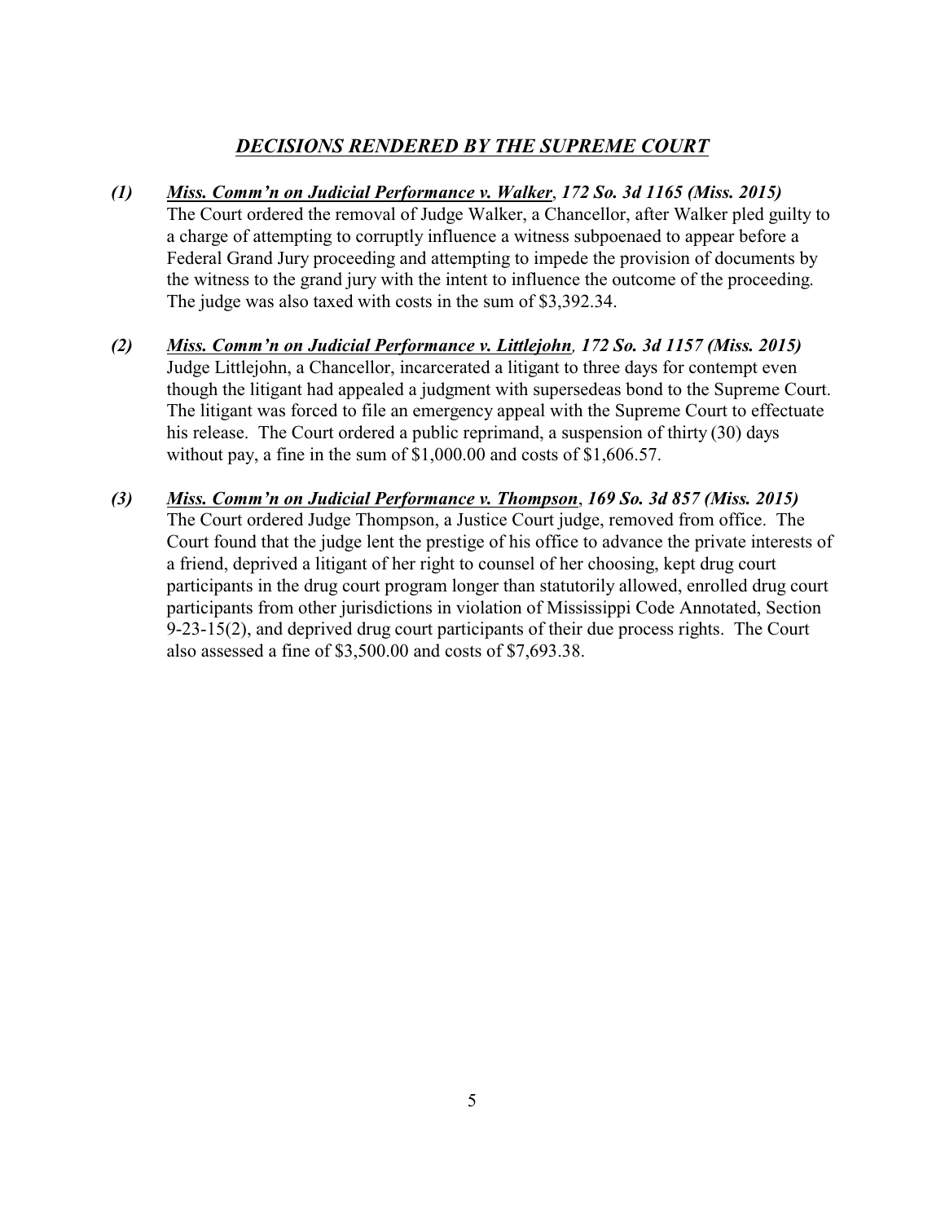## ***DECISIONS RENDERED BY THE SUPREME COURT***

***(1)*** ***Miss. Comm'n on Judicial Performance v. Walker**, 172 So. 3d 1165 (Miss. 2015)*
The Court ordered the removal of Judge Walker, a Chancellor, after Walker pled guilty to a charge of attempting to corruptly influence a witness subpoenaed to appear before a Federal Grand Jury proceeding and attempting to impede the provision of documents by the witness to the grand jury with the intent to influence the outcome of the proceeding. The judge was also taxed with costs in the sum of $3,392.34.

***(2)*** ***Miss. Comm'n on Judicial Performance v. Littlejohn**, 172 So. 3d 1157 (Miss. 2015)*
Judge Littlejohn, a Chancellor, incarcerated a litigant to three days for contempt even though the litigant had appealed a judgment with supersedeas bond to the Supreme Court. The litigant was forced to file an emergency appeal with the Supreme Court to effectuate his release. The Court ordered a public reprimand, a suspension of thirty (30) days without pay, a fine in the sum of $1,000.00 and costs of $1,606.57.

***(3)*** ***Miss. Comm'n on Judicial Performance v. Thompson**, 169 So. 3d 857 (Miss. 2015)*
The Court ordered Judge Thompson, a Justice Court judge, removed from office. The Court found that the judge lent the prestige of his office to advance the private interests of a friend, deprived a litigant of her right to counsel of her choosing, kept drug court participants in the drug court program longer than statutorily allowed, enrolled drug court participants from other jurisdictions in violation of Mississippi Code Annotated, Section 9-23-15(2), and deprived drug court participants of their due process rights. The Court also assessed a fine of $3,500.00 and costs of $7,693.38.